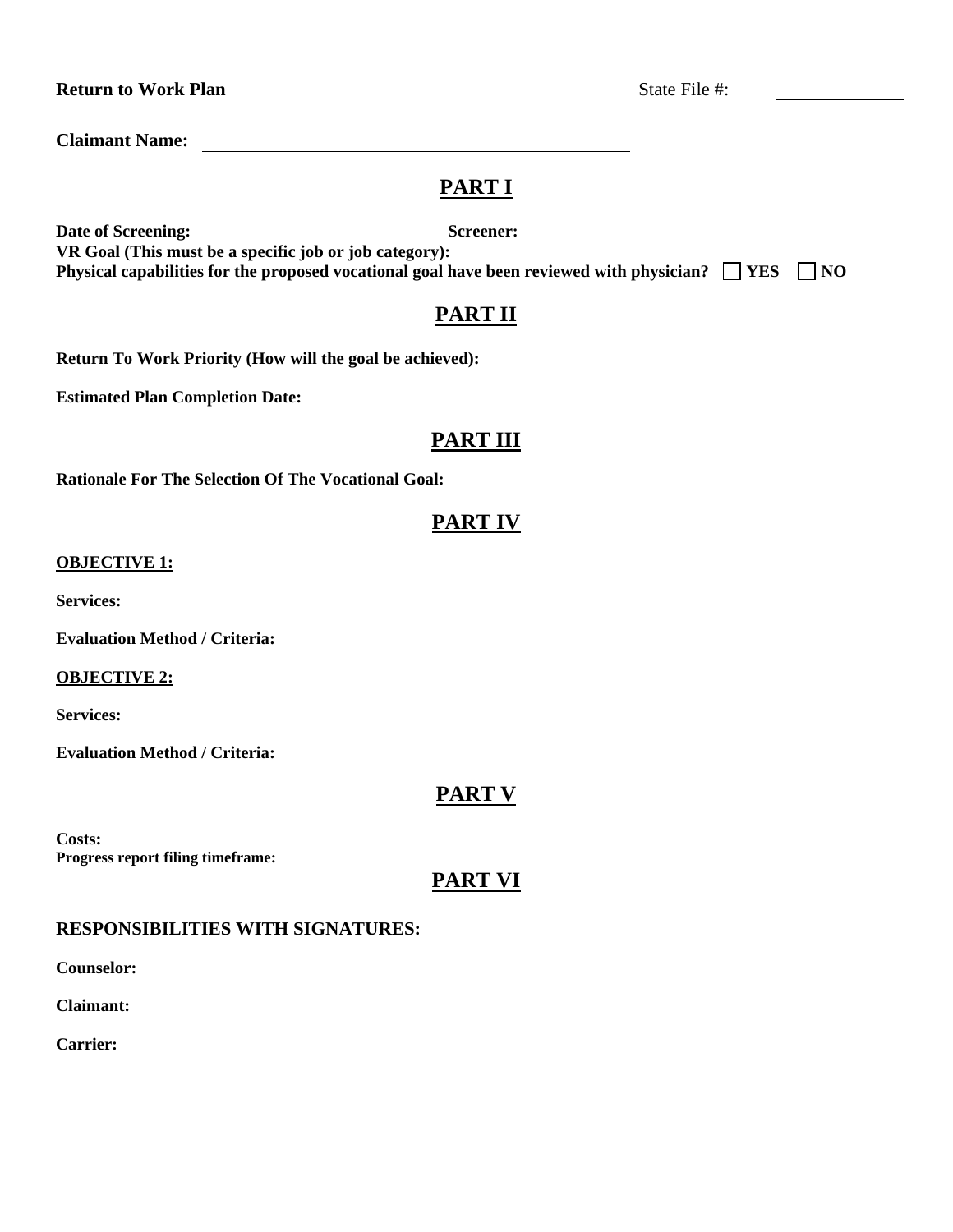**Return to Work Plan** State File #: ____________

**Claimant Name:** ________________________________________

## PART I

**Date of Screening:** **Screener:**

**VR Goal (This must be a specific job or job category):**

**Physical capabilities for the proposed vocational goal have been reviewed with physician?** ☐ **YES** ☐ **NO**

## PART II

**Return To Work Priority (How will the goal be achieved):**

**Estimated Plan Completion Date:**

## PART III

**Rationale For The Selection Of The Vocational Goal:**

## PART IV

**OBJECTIVE 1:**

**Services:**

**Evaluation Method / Criteria:**

**OBJECTIVE 2:**

**Services:**

**Evaluation Method / Criteria:**

## PART V

**Costs:**

**Progress report filing timeframe:**

## PART VI

**RESPONSIBILITIES WITH SIGNATURES:**

**Counselor:**

**Claimant:**

**Carrier:**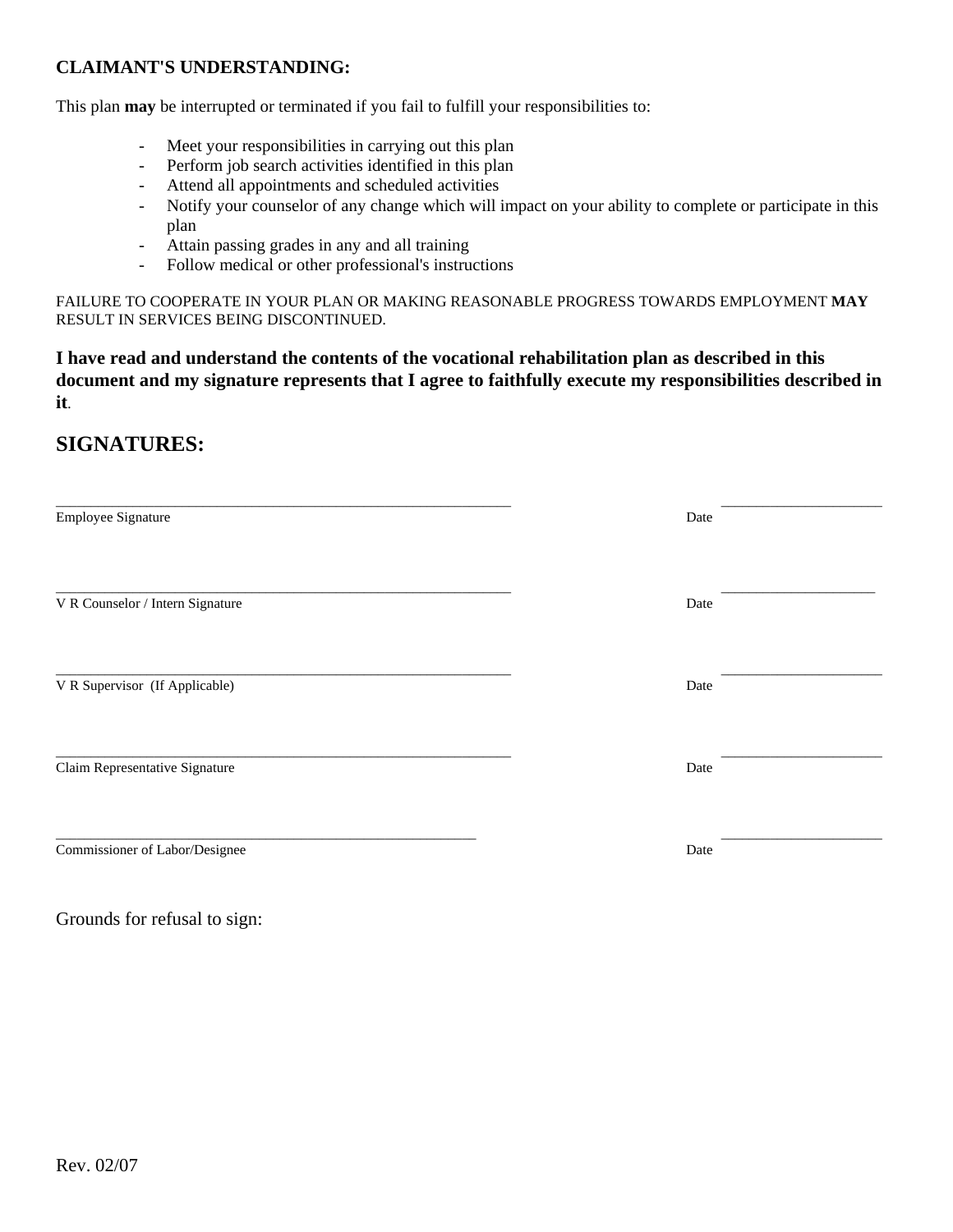**CLAIMANT'S UNDERSTANDING:**

This plan **may** be interrupted or terminated if you fail to fulfill your responsibilities to:

- Meet your responsibilities in carrying out this plan
- Perform job search activities identified in this plan
- Attend all appointments and scheduled activities
- Notify your counselor of any change which will impact on your ability to complete or participate in this plan
- Attain passing grades in any and all training
- Follow medical or other professional's instructions

FAILURE TO COOPERATE IN YOUR PLAN OR MAKING REASONABLE PROGRESS TOWARDS EMPLOYMENT **MAY** RESULT IN SERVICES BEING DISCONTINUED.

**I have read and understand the contents of the vocational rehabilitation plan as described in this document and my signature represents that I agree to faithfully execute my responsibilities described in it**.

## SIGNATURES:

\_\_\_\_\_\_\_\_\_\_\_\_\_\_\_\_\_\_\_\_\_\_\_\_\_\_\_\_\_\_\_\_\_\_\_\_\_\_\_\_\_\_\_\_ \_\_\_\_\_\_\_\_\_\_\_\_\_\_\_\_\_\_\_\_
Employee Signature Date

\_\_\_\_\_\_\_\_\_\_\_\_\_\_\_\_\_\_\_\_\_\_\_\_\_\_\_\_\_\_\_\_\_\_\_\_\_\_\_\_\_\_\_\_ \_\_\_\_\_\_\_\_\_\_\_\_\_\_\_\_\_\_\_\_
V R Counselor / Intern Signature Date

\_\_\_\_\_\_\_\_\_\_\_\_\_\_\_\_\_\_\_\_\_\_\_\_\_\_\_\_\_\_\_\_\_\_\_\_\_\_\_\_\_\_\_\_ \_\_\_\_\_\_\_\_\_\_\_\_\_\_\_\_\_\_\_\_
V R Supervisor (If Applicable) Date

\_\_\_\_\_\_\_\_\_\_\_\_\_\_\_\_\_\_\_\_\_\_\_\_\_\_\_\_\_\_\_\_\_\_\_\_\_\_\_\_\_\_\_\_ \_\_\_\_\_\_\_\_\_\_\_\_\_\_\_\_\_\_\_\_
Claim Representative Signature Date

\_\_\_\_\_\_\_\_\_\_\_\_\_\_\_\_\_\_\_\_\_\_\_\_\_\_\_\_\_\_\_\_\_\_\_\_\_\_\_\_\_\_\_\_ \_\_\_\_\_\_\_\_\_\_\_\_\_\_\_\_\_\_\_\_
Commissioner of Labor/Designee Date

Grounds for refusal to sign:

Rev. 02/07